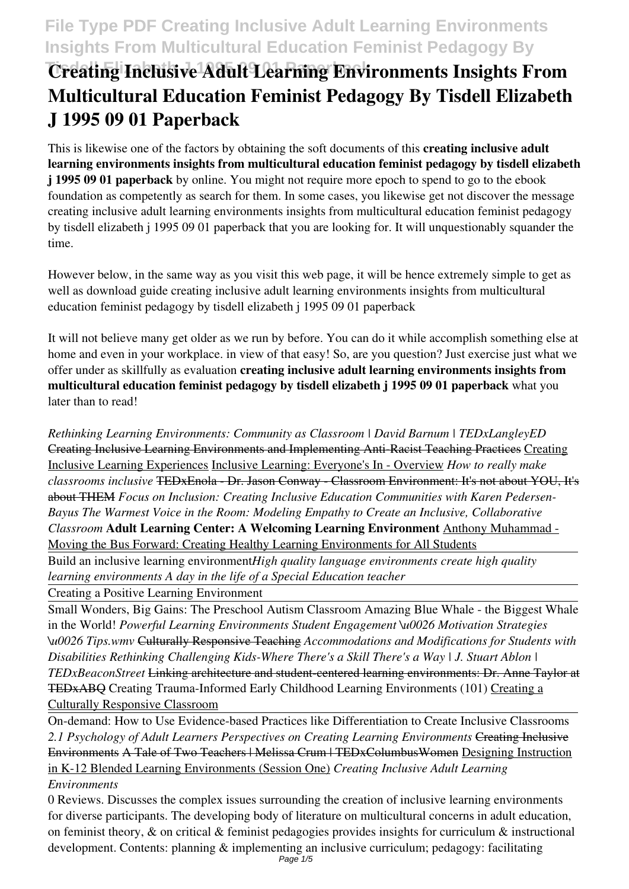# Creating Inclusive Adult Learning Environments Insights From Multicultural Education Feminist Pedagogy By Tisdell Elizabeth J 1995 09 01 Paperback

This is likewise one of the factors by obtaining the soft documents of this **creating inclusive adult learning environments insights from multicultural education feminist pedagogy by tisdell elizabeth j 1995 09 01 paperback** by online. You might not require more epoch to spend to go to the ebook foundation as competently as search for them. In some cases, you likewise get not discover the message creating inclusive adult learning environments insights from multicultural education feminist pedagogy by tisdell elizabeth j 1995 09 01 paperback that you are looking for. It will unquestionably squander the time.

However below, in the same way as you visit this web page, it will be hence extremely simple to get as well as download guide creating inclusive adult learning environments insights from multicultural education feminist pedagogy by tisdell elizabeth j 1995 09 01 paperback

It will not believe many get older as we run by before. You can do it while accomplish something else at home and even in your workplace. in view of that easy! So, are you question? Just exercise just what we offer under as skillfully as evaluation **creating inclusive adult learning environments insights from multicultural education feminist pedagogy by tisdell elizabeth j 1995 09 01 paperback** what you later than to read!

*Rethinking Learning Environments: Community as Classroom | David Barnum | TEDxLangleyED* ~~Creating Inclusive Learning Environments and Implementing Anti-Racist Teaching Practices~~ Creating Inclusive Learning Experiences Inclusive Learning: Everyone's In - Overview *How to really make classrooms inclusive* ~~TEDxEnola - Dr. Jason Conway - Classroom Environment: It's not about YOU, It's about THEM~~ *Focus on Inclusion: Creating Inclusive Education Communities with Karen Pedersen-Bayus The Warmest Voice in the Room: Modeling Empathy to Create an Inclusive, Collaborative Classroom* **Adult Learning Center: A Welcoming Learning Environment** Anthony Muhammad - Moving the Bus Forward: Creating Healthy Learning Environments for All Students

Build an inclusive learning environment*High quality language environments create high quality learning environments A day in the life of a Special Education teacher*

Creating a Positive Learning Environment

Small Wonders, Big Gains: The Preschool Autism Classroom Amazing Blue Whale - the Biggest Whale in the World! *Powerful Learning Environments Student Engagement \u0026 Motivation Strategies \u0026 Tips.wmv* ~~Culturally Responsive Teaching~~ *Accommodations and Modifications for Students with Disabilities Rethinking Challenging Kids-Where There's a Skill There's a Way | J. Stuart Ablon | TEDxBeaconStreet* ~~Linking architecture and student-centered learning environments: Dr. Anne Taylor at TEDxABQ~~ Creating Trauma-Informed Early Childhood Learning Environments (101) Creating a Culturally Responsive Classroom

On-demand: How to Use Evidence-based Practices like Differentiation to Create Inclusive Classrooms *2.1 Psychology of Adult Learners Perspectives on Creating Learning Environments* ~~Creating Inclusive Environments~~ ~~A Tale of Two Teachers | Melissa Crum | TEDxColumbusWomen~~ Designing Instruction in K-12 Blended Learning Environments (Session One) *Creating Inclusive Adult Learning Environments*

0 Reviews. Discusses the complex issues surrounding the creation of inclusive learning environments for diverse participants. The developing body of literature on multicultural concerns in adult education, on feminist theory, & on critical & feminist pedagogies provides insights for curriculum & instructional development. Contents: planning & implementing an inclusive curriculum; pedagogy: facilitating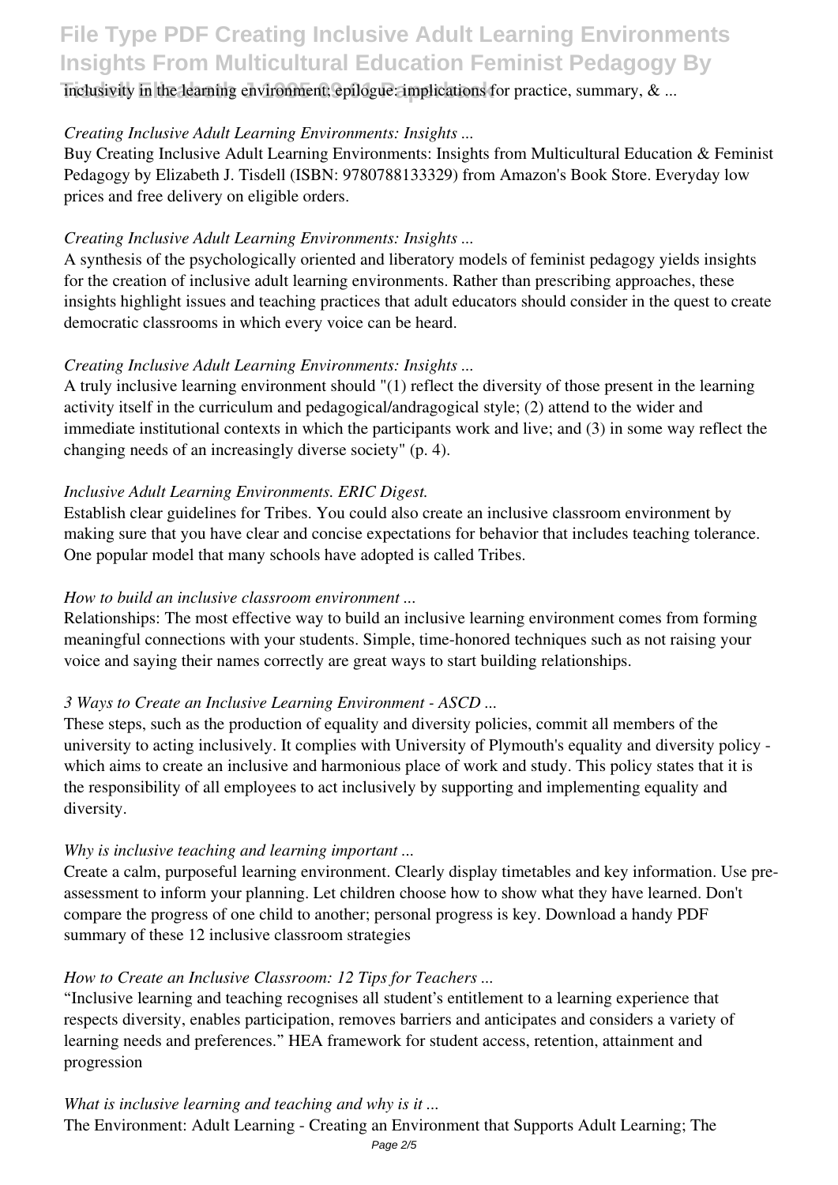inclusivity in the learning environment; epilogue: implications for practice, summary, & ...

*Creating Inclusive Adult Learning Environments: Insights ...*

Buy Creating Inclusive Adult Learning Environments: Insights from Multicultural Education & Feminist Pedagogy by Elizabeth J. Tisdell (ISBN: 9780788133329) from Amazon's Book Store. Everyday low prices and free delivery on eligible orders.

*Creating Inclusive Adult Learning Environments: Insights ...*

A synthesis of the psychologically oriented and liberatory models of feminist pedagogy yields insights for the creation of inclusive adult learning environments. Rather than prescribing approaches, these insights highlight issues and teaching practices that adult educators should consider in the quest to create democratic classrooms in which every voice can be heard.

*Creating Inclusive Adult Learning Environments: Insights ...*

A truly inclusive learning environment should "(1) reflect the diversity of those present in the learning activity itself in the curriculum and pedagogical/andragogical style; (2) attend to the wider and immediate institutional contexts in which the participants work and live; and (3) in some way reflect the changing needs of an increasingly diverse society" (p. 4).

*Inclusive Adult Learning Environments. ERIC Digest.*

Establish clear guidelines for Tribes. You could also create an inclusive classroom environment by making sure that you have clear and concise expectations for behavior that includes teaching tolerance. One popular model that many schools have adopted is called Tribes.

*How to build an inclusive classroom environment ...*

Relationships: The most effective way to build an inclusive learning environment comes from forming meaningful connections with your students. Simple, time-honored techniques such as not raising your voice and saying their names correctly are great ways to start building relationships.

*3 Ways to Create an Inclusive Learning Environment - ASCD ...*

These steps, such as the production of equality and diversity policies, commit all members of the university to acting inclusively. It complies with University of Plymouth's equality and diversity policy - which aims to create an inclusive and harmonious place of work and study. This policy states that it is the responsibility of all employees to act inclusively by supporting and implementing equality and diversity.

*Why is inclusive teaching and learning important ...*

Create a calm, purposeful learning environment. Clearly display timetables and key information. Use pre-assessment to inform your planning. Let children choose how to show what they have learned. Don't compare the progress of one child to another; personal progress is key. Download a handy PDF summary of these 12 inclusive classroom strategies

*How to Create an Inclusive Classroom: 12 Tips for Teachers ...*

"Inclusive learning and teaching recognises all student's entitlement to a learning experience that respects diversity, enables participation, removes barriers and anticipates and considers a variety of learning needs and preferences." HEA framework for student access, retention, attainment and progression

*What is inclusive learning and teaching and why is it ...*

The Environment: Adult Learning - Creating an Environment that Supports Adult Learning; The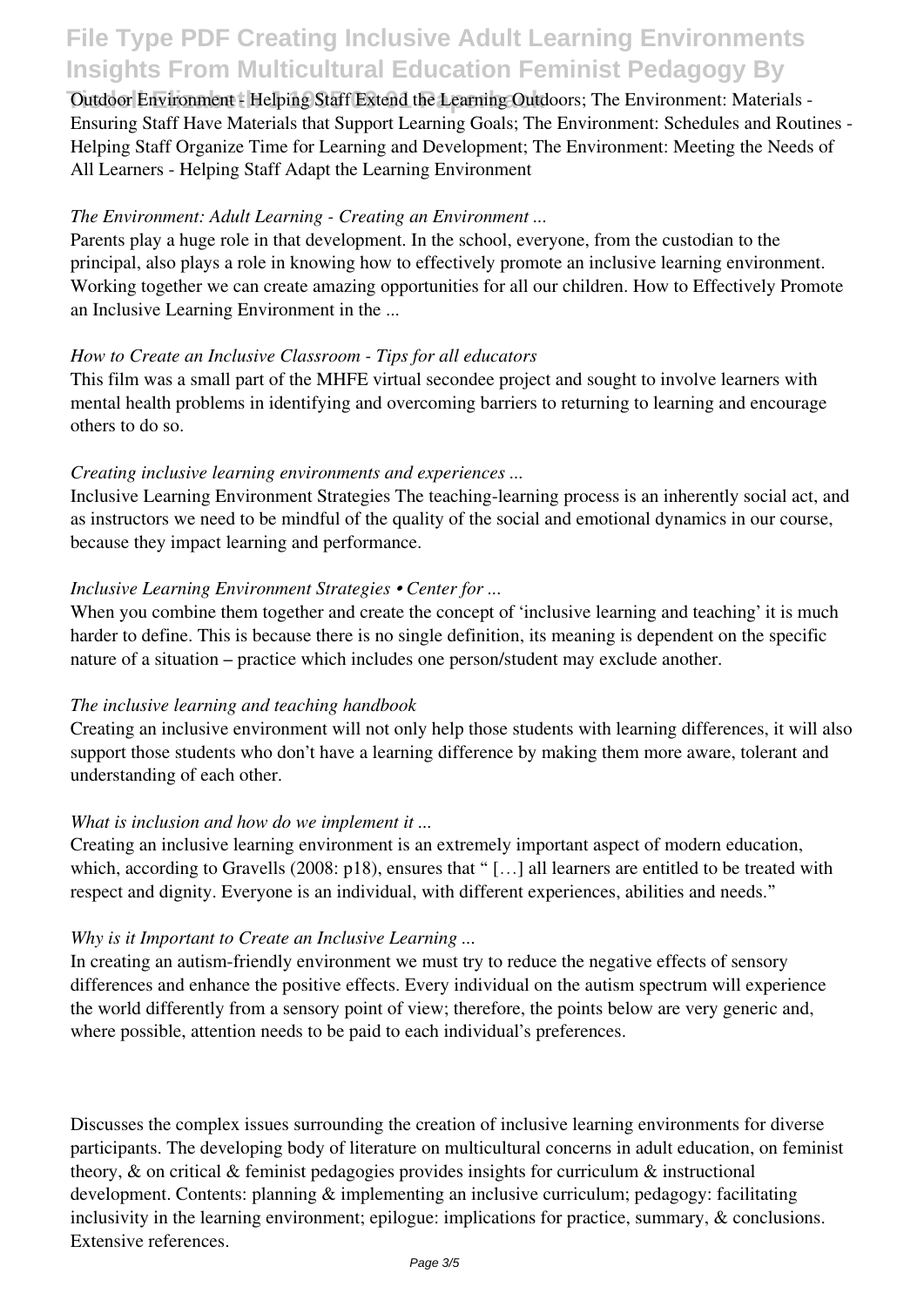Outdoor Environment - Helping Staff Extend the Learning Outdoors; The Environment: Materials - Ensuring Staff Have Materials that Support Learning Goals; The Environment: Schedules and Routines - Helping Staff Organize Time for Learning and Development; The Environment: Meeting the Needs of All Learners - Helping Staff Adapt the Learning Environment

*The Environment: Adult Learning - Creating an Environment ...*

Parents play a huge role in that development. In the school, everyone, from the custodian to the principal, also plays a role in knowing how to effectively promote an inclusive learning environment. Working together we can create amazing opportunities for all our children. How to Effectively Promote an Inclusive Learning Environment in the ...

*How to Create an Inclusive Classroom - Tips for all educators*

This film was a small part of the MHFE virtual secondee project and sought to involve learners with mental health problems in identifying and overcoming barriers to returning to learning and encourage others to do so.

*Creating inclusive learning environments and experiences ...*

Inclusive Learning Environment Strategies The teaching-learning process is an inherently social act, and as instructors we need to be mindful of the quality of the social and emotional dynamics in our course, because they impact learning and performance.

*Inclusive Learning Environment Strategies • Center for ...*

When you combine them together and create the concept of 'inclusive learning and teaching' it is much harder to define. This is because there is no single definition, its meaning is dependent on the specific nature of a situation – practice which includes one person/student may exclude another.

*The inclusive learning and teaching handbook*

Creating an inclusive environment will not only help those students with learning differences, it will also support those students who don't have a learning difference by making them more aware, tolerant and understanding of each other.

*What is inclusion and how do we implement it ...*

Creating an inclusive learning environment is an extremely important aspect of modern education, which, according to Gravells (2008: p18), ensures that " […] all learners are entitled to be treated with respect and dignity. Everyone is an individual, with different experiences, abilities and needs."

*Why is it Important to Create an Inclusive Learning ...*

In creating an autism-friendly environment we must try to reduce the negative effects of sensory differences and enhance the positive effects. Every individual on the autism spectrum will experience the world differently from a sensory point of view; therefore, the points below are very generic and, where possible, attention needs to be paid to each individual's preferences.

Discusses the complex issues surrounding the creation of inclusive learning environments for diverse participants. The developing body of literature on multicultural concerns in adult education, on feminist theory, & on critical & feminist pedagogies provides insights for curriculum & instructional development. Contents: planning & implementing an inclusive curriculum; pedagogy: facilitating inclusivity in the learning environment; epilogue: implications for practice, summary, & conclusions. Extensive references.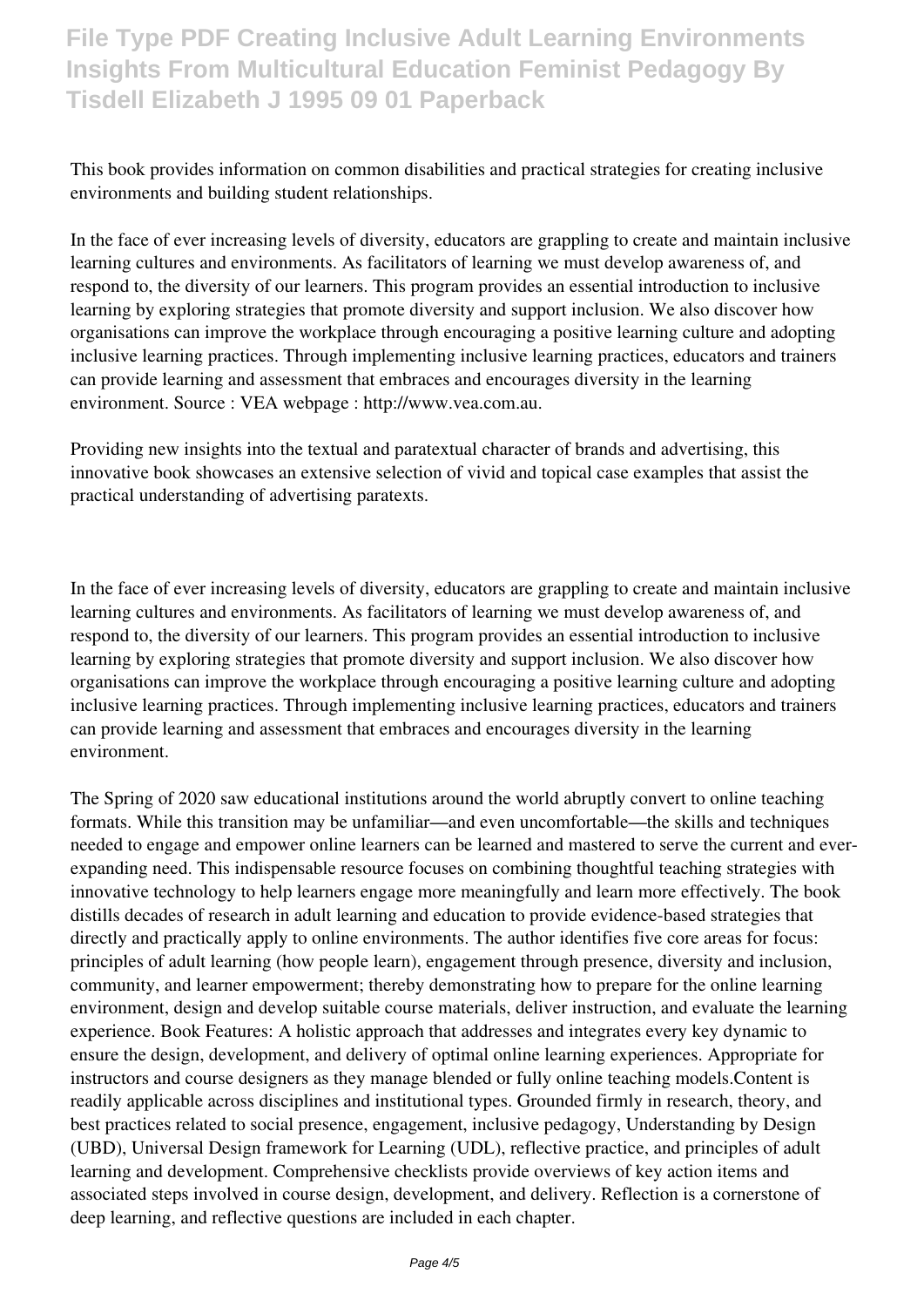This book provides information on common disabilities and practical strategies for creating inclusive environments and building student relationships.

In the face of ever increasing levels of diversity, educators are grappling to create and maintain inclusive learning cultures and environments. As facilitators of learning we must develop awareness of, and respond to, the diversity of our learners. This program provides an essential introduction to inclusive learning by exploring strategies that promote diversity and support inclusion. We also discover how organisations can improve the workplace through encouraging a positive learning culture and adopting inclusive learning practices. Through implementing inclusive learning practices, educators and trainers can provide learning and assessment that embraces and encourages diversity in the learning environment. Source : VEA webpage : http://www.vea.com.au.

Providing new insights into the textual and paratextual character of brands and advertising, this innovative book showcases an extensive selection of vivid and topical case examples that assist the practical understanding of advertising paratexts.

In the face of ever increasing levels of diversity, educators are grappling to create and maintain inclusive learning cultures and environments. As facilitators of learning we must develop awareness of, and respond to, the diversity of our learners. This program provides an essential introduction to inclusive learning by exploring strategies that promote diversity and support inclusion. We also discover how organisations can improve the workplace through encouraging a positive learning culture and adopting inclusive learning practices. Through implementing inclusive learning practices, educators and trainers can provide learning and assessment that embraces and encourages diversity in the learning environment.

The Spring of 2020 saw educational institutions around the world abruptly convert to online teaching formats. While this transition may be unfamiliar—and even uncomfortable—the skills and techniques needed to engage and empower online learners can be learned and mastered to serve the current and ever-expanding need. This indispensable resource focuses on combining thoughtful teaching strategies with innovative technology to help learners engage more meaningfully and learn more effectively. The book distills decades of research in adult learning and education to provide evidence-based strategies that directly and practically apply to online environments. The author identifies five core areas for focus: principles of adult learning (how people learn), engagement through presence, diversity and inclusion, community, and learner empowerment; thereby demonstrating how to prepare for the online learning environment, design and develop suitable course materials, deliver instruction, and evaluate the learning experience. Book Features: A holistic approach that addresses and integrates every key dynamic to ensure the design, development, and delivery of optimal online learning experiences. Appropriate for instructors and course designers as they manage blended or fully online teaching models.Content is readily applicable across disciplines and institutional types. Grounded firmly in research, theory, and best practices related to social presence, engagement, inclusive pedagogy, Understanding by Design (UBD), Universal Design framework for Learning (UDL), reflective practice, and principles of adult learning and development. Comprehensive checklists provide overviews of key action items and associated steps involved in course design, development, and delivery. Reflection is a cornerstone of deep learning, and reflective questions are included in each chapter.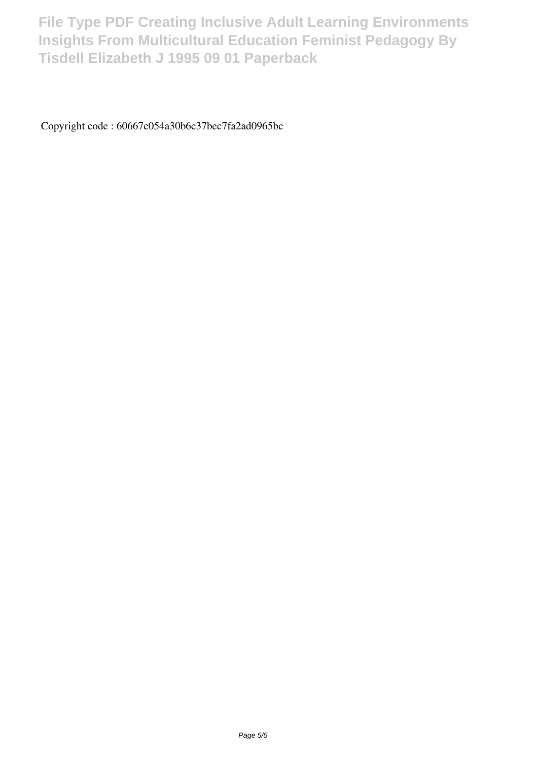Copyright code : 60667c054a30b6c37bec7fa2ad0965bc